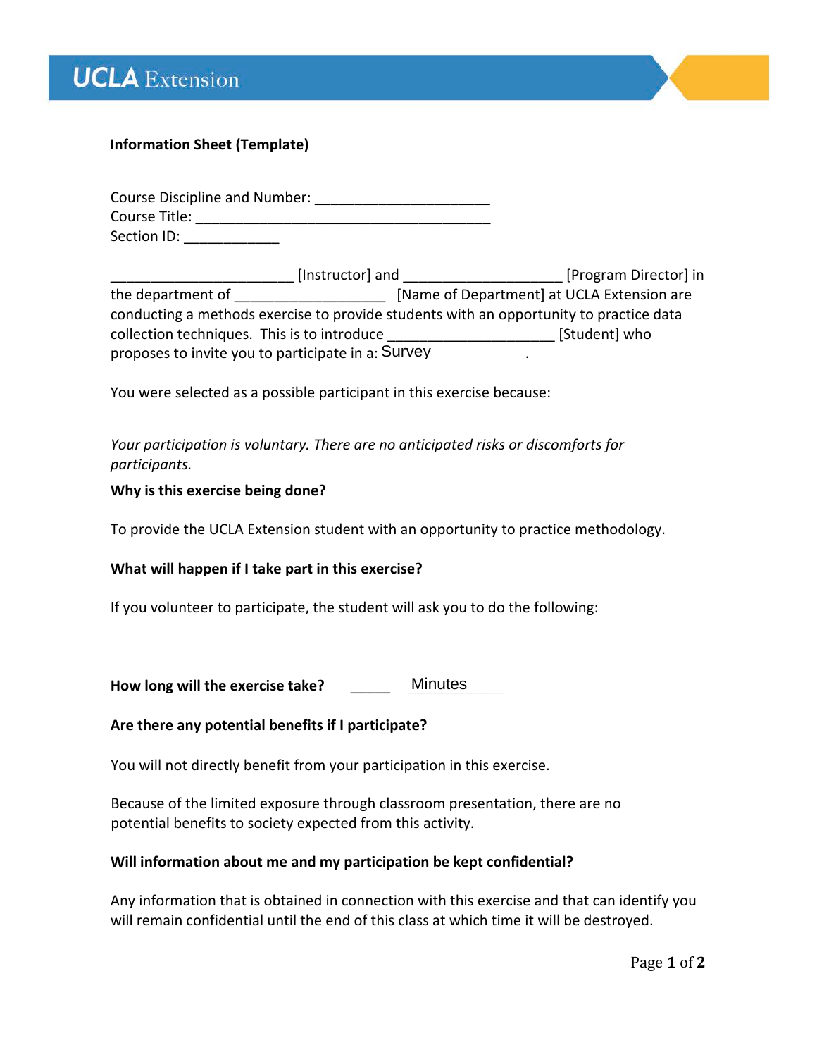**Information Sheet (Template)**

Course Discipline and Number: ______________________
Course Title: _____________________________________
Section ID: ____________

_______________________ [Instructor] and ____________________ [Program Director] in the department of ___________________ [Name of Department] at UCLA Extension are conducting a methods exercise to provide students with an opportunity to practice data collection techniques. This is to introduce _____________________ [Student] who proposes to invite you to participate in a: Survey .

You were selected as a possible participant in this exercise because:

*Your participation is voluntary. There are no anticipated risks or discomforts for participants.*

**Why is this exercise being done?**

To provide the UCLA Extension student with an opportunity to practice methodology.

**What will happen if I take part in this exercise?**

If you volunteer to participate, the student will ask you to do the following:

**How long will the exercise take?** _____ Minutes

**Are there any potential benefits if I participate?**

You will not directly benefit from your participation in this exercise.

Because of the limited exposure through classroom presentation, there are no potential benefits to society expected from this activity.

**Will information about me and my participation be kept confidential?**

Any information that is obtained in connection with this exercise and that can identify you will remain confidential until the end of this class at which time it will be destroyed.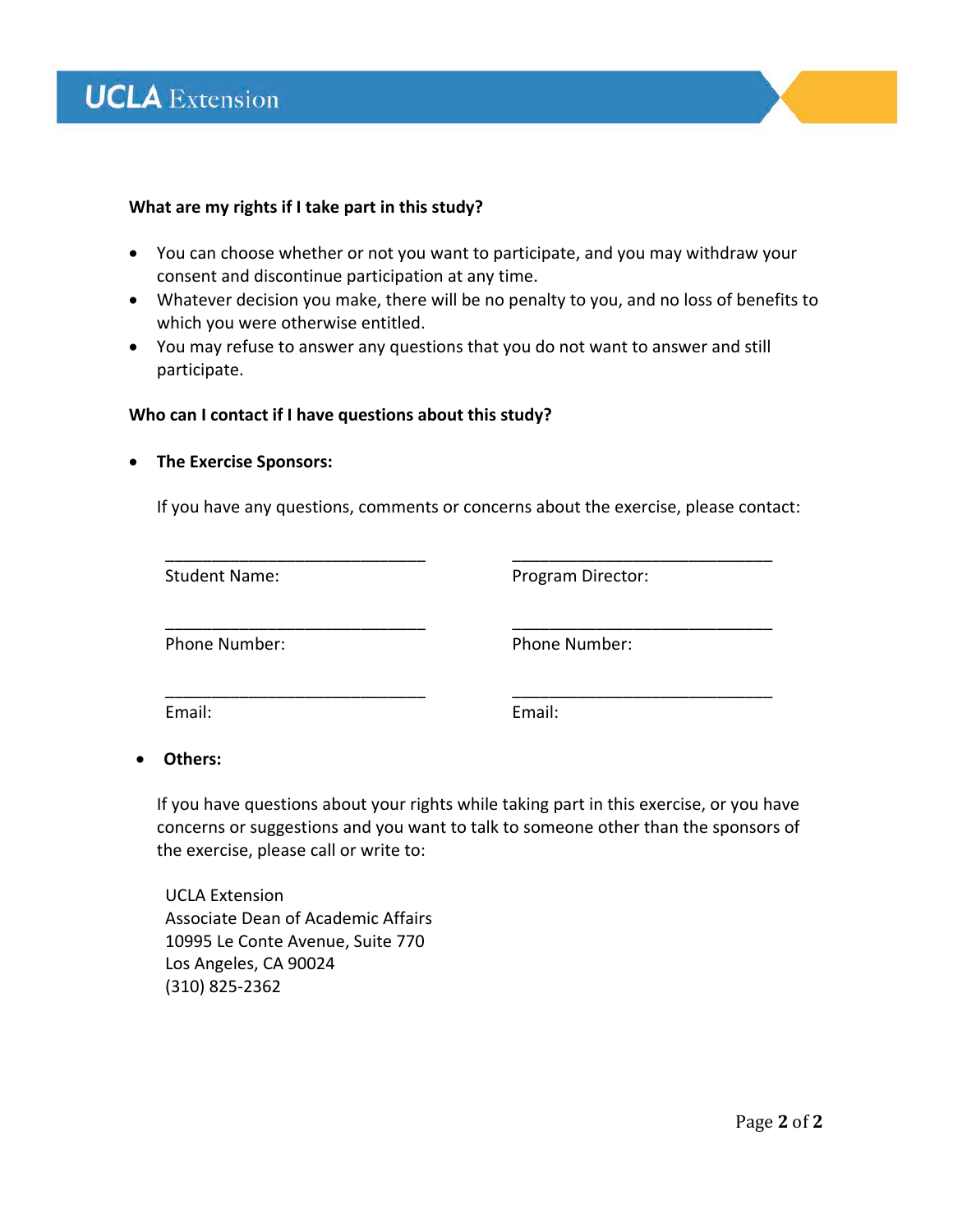**What are my rights if I take part in this study?**

- You can choose whether or not you want to participate, and you may withdraw your consent and discontinue participation at any time.
- Whatever decision you make, there will be no penalty to you, and no loss of benefits to which you were otherwise entitled.
- You may refuse to answer any questions that you do not want to answer and still participate.

**Who can I contact if I have questions about this study?**

- **The Exercise Sponsors:**

  If you have any questions, comments or concerns about the exercise, please contact:

  | | |
  |---|---|
  | ______________________________ | ______________________________ |
  | Student Name: | Program Director: |
  | ______________________________ | ______________________________ |
  | Phone Number: | Phone Number: |
  | ______________________________ | ______________________________ |
  | Email: | Email: |

- **Others:**

  If you have questions about your rights while taking part in this exercise, or you have concerns or suggestions and you want to talk to someone other than the sponsors of the exercise, please call or write to:

  UCLA Extension
  Associate Dean of Academic Affairs
  10995 Le Conte Avenue, Suite 770
  Los Angeles, CA 90024
  (310) 825-2362